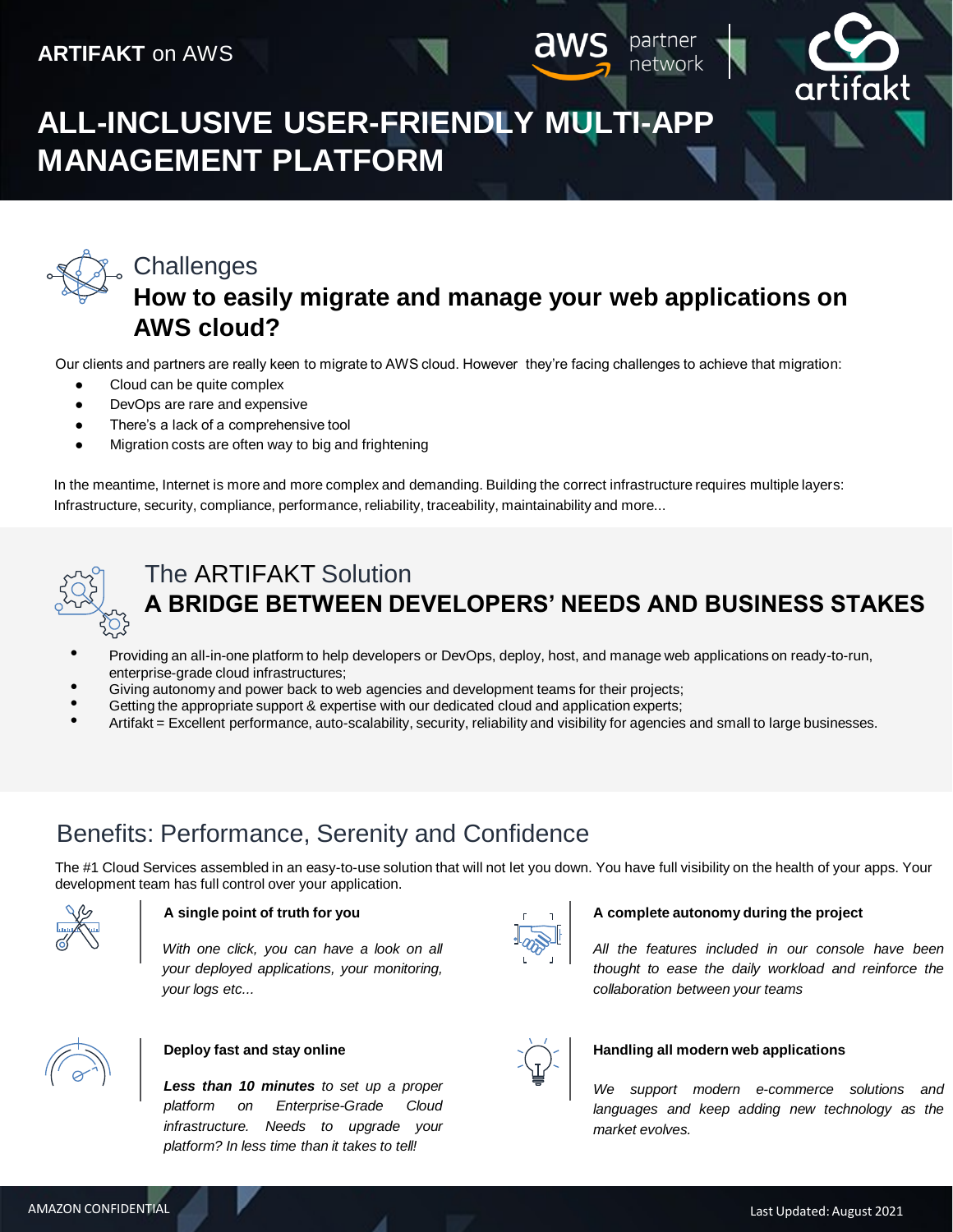**ARTIFAKT** on AWS

# ALL-INCLUSIVE USER-FRIENDLY MULTI-APP MANAGEMENT PLATFORM

## Challenges

### How to easily migrate and manage your web applications on AWS cloud?

Our clients and partners are really keen to migrate to AWS cloud. However they're facing challenges to achieve that migration:

- Cloud can be quite complex
- DevOps are rare and expensive
- There's a lack of a comprehensive tool
- Migration costs are often way to big and frightening

In the meantime, Internet is more and more complex and demanding. Building the correct infrastructure requires multiple layers: Infrastructure, security, compliance, performance, reliability, traceability, maintainability and more...

## The ARTIFAKT Solution

### A BRIDGE BETWEEN DEVELOPERS' NEEDS AND BUSINESS STAKES

- Providing an all-in-one platform to help developers or DevOps, deploy, host, and manage web applications on ready-to-run, enterprise-grade cloud infrastructures;
- Giving autonomy and power back to web agencies and development teams for their projects;
- Getting the appropriate support & expertise with our dedicated cloud and application experts;
- Artifakt = Excellent performance, auto-scalability, security, reliability and visibility for agencies and small to large businesses.

## Benefits: Performance, Serenity and Confidence

The #1 Cloud Services assembled in an easy-to-use solution that will not let you down. You have full visibility on the health of your apps. Your development team has full control over your application.

**A single point of truth for you**

*With one click, you can have a look on all your deployed applications, your monitoring, your logs etc...*

**A complete autonomy during the project**

*All the features included in our console have been thought to ease the daily workload and reinforce the collaboration between your teams*

**Deploy fast and stay online**

***Less than 10 minutes** to set up a proper platform on Enterprise-Grade Cloud infrastructure. Needs to upgrade your platform? In less time than it takes to tell!*

**Handling all modern web applications**

*We support modern e-commerce solutions and languages and keep adding new technology as the market evolves.*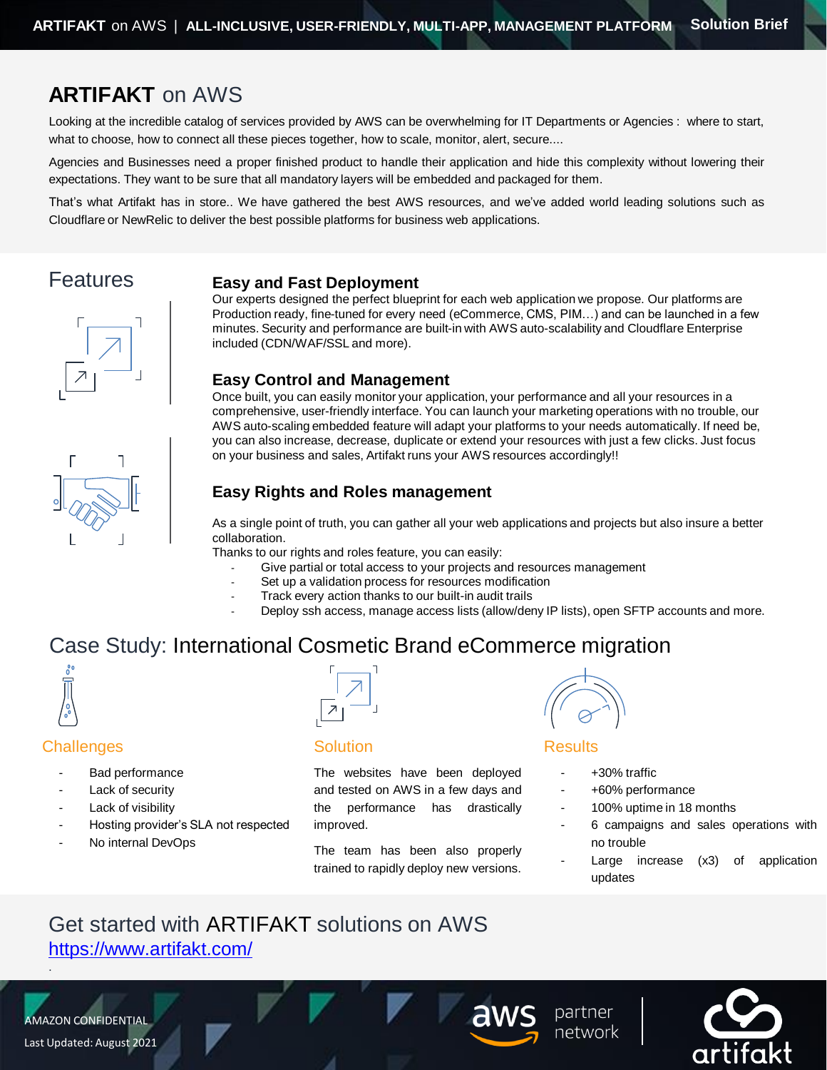# ARTIFAKT on AWS

Looking at the incredible catalog of services provided by AWS can be overwhelming for IT Departments or Agencies : where to start, what to choose, how to connect all these pieces together, how to scale, monitor, alert, secure....

Agencies and Businesses need a proper finished product to handle their application and hide this complexity without lowering their expectations. They want to be sure that all mandatory layers will be embedded and packaged for them.

That's what Artifakt has in store.. We have gathered the best AWS resources, and we've added world leading solutions such as Cloudflare or NewRelic to deliver the best possible platforms for business web applications.

## Features

### Easy and Fast Deployment

Our experts designed the perfect blueprint for each web application we propose. Our platforms are Production ready, fine-tuned for every need (eCommerce, CMS, PIM…) and can be launched in a few minutes. Security and performance are built-in with AWS auto-scalability and Cloudflare Enterprise included (CDN/WAF/SSL and more).

### Easy Control and Management

Once built, you can easily monitor your application, your performance and all your resources in a comprehensive, user-friendly interface. You can launch your marketing operations with no trouble, our AWS auto-scaling embedded feature will adapt your platforms to your needs automatically. If need be, you can also increase, decrease, duplicate or extend your resources with just a few clicks. Just focus on your business and sales, Artifakt runs your AWS resources accordingly!!

### Easy Rights and Roles management

As a single point of truth, you can gather all your web applications and projects but also insure a better collaboration.
Thanks to our rights and roles feature, you can easily:

- Give partial or total access to your projects and resources management
- Set up a validation process for resources modification
- Track every action thanks to our built-in audit trails
- Deploy ssh access, manage access lists (allow/deny IP lists), open SFTP accounts and more.

## Case Study: International Cosmetic Brand eCommerce migration

### Challenges

- Bad performance
- Lack of security
- Lack of visibility
- Hosting provider's SLA not respected
- No internal DevOps

### Solution

The websites have been deployed and tested on AWS in a few days and the performance has drastically improved.

The team has been also properly trained to rapidly deploy new versions.

### Results

- +30% traffic
- +60% performance
- 100% uptime in 18 months
- 6 campaigns and sales operations with no trouble
- Large increase (x3) of application updates

## Get started with ARTIFAKT solutions on AWS

https://www.artifakt.com/

AMAZON CONFIDENTIAL

Last Updated: August 2021